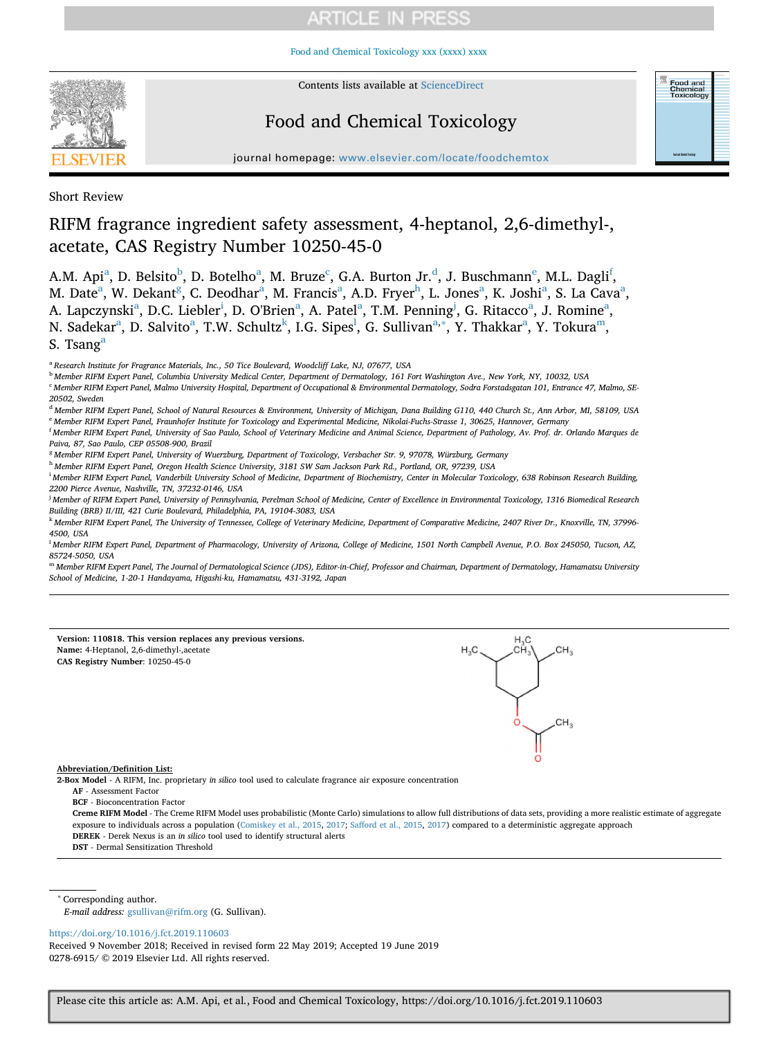Short Review

# RIFM fragrance ingredient safety assessment, 4-heptanol, 2,6-dimethyl-, acetate, CAS Registry Number 10250-45-0

A.M. Api[a], D. Belsito[b], D. Botelho[a], M. Bruze[c], G.A. Burton Jr.[d], J. Buschmann[e], M.L. Dagli[f], M. Date[a], W. Dekant[g], C. Deodhar[a], M. Francis[a], A.D. Fryer[h], L. Jones[a], K. Joshi[a], S. La Cava[a], A. Lapczynski[a], D.C. Liebler[i], D. O'Brien[a], A. Patel[a], T.M. Penning[j], G. Ritacco[a], J. Romine[a], N. Sadekar[a], D. Salvito[a], T.W. Schultz[k], I.G. Sipes[l], G. Sullivan[a,*], Y. Thakkar[a], Y. Tokura[m], S. Tsang[a]

[a] Research Institute for Fragrance Materials, Inc., 50 Tice Boulevard, Woodcliff Lake, NJ, 07677, USA
[b] Member RIFM Expert Panel, Columbia University Medical Center, Department of Dermatology, 161 Fort Washington Ave., New York, NY, 10032, USA
[c] Member RIFM Expert Panel, Malmo University Hospital, Department of Occupational & Environmental Dermatology, Sodra Forstadsgatan 101, Entrance 47, Malmo, SE-20502, Sweden
[d] Member RIFM Expert Panel, School of Natural Resources & Environment, University of Michigan, Dana Building G110, 440 Church St., Ann Arbor, MI, 58109, USA
[e] Member RIFM Expert Panel, Fraunhofer Institute for Toxicology and Experimental Medicine, Nikolai-Fuchs-Strasse 1, 30625, Hannover, Germany
[f] Member RIFM Expert Panel, University of Sao Paulo, School of Veterinary Medicine and Animal Science, Department of Pathology, Av. Prof. dr. Orlando Marques de Paiva, 87, Sao Paulo, CEP 05508-900, Brazil
[g] Member RIFM Expert Panel, University of Wuerzburg, Department of Toxicology, Versbacher Str. 9, 97078, Würzburg, Germany
[h] Member RIFM Expert Panel, Oregon Health Science University, 3181 SW Sam Jackson Park Rd., Portland, OR, 97239, USA
[i] Member RIFM Expert Panel, Vanderbilt University School of Medicine, Department of Biochemistry, Center in Molecular Toxicology, 638 Robinson Research Building, 2200 Pierce Avenue, Nashville, TN, 37232-0146, USA
[j] Member of RIFM Expert Panel, University of Pennsylvania, Perelman School of Medicine, Center of Excellence in Environmental Toxicology, 1316 Biomedical Research Building (BRB) II/III, 421 Curie Boulevard, Philadelphia, PA, 19104-3083, USA
[k] Member RIFM Expert Panel, The University of Tennessee, College of Veterinary Medicine, Department of Comparative Medicine, 2407 River Dr., Knoxville, TN, 37996-4500, USA
[l] Member RIFM Expert Panel, Department of Pharmacology, University of Arizona, College of Medicine, 1501 North Campbell Avenue, P.O. Box 245050, Tucson, AZ, 85724-5050, USA
[m] Member RIFM Expert Panel, The Journal of Dermatological Science (JDS), Editor-in-Chief, Professor and Chairman, Department of Dermatology, Hamamatsu University School of Medicine, 1-20-1 Handayama, Higashi-ku, Hamamatsu, 431-3192, Japan

**Version: 110818. This version replaces any previous versions.**
**Name:** 4-Heptanol, 2,6-dimethyl-,acetate
**CAS Registry Number**: 10250-45-0

**Abbreviation/Definition List:**

**2-Box Model** - A RIFM, Inc. proprietary *in silico* tool used to calculate fragrance air exposure concentration
**AF** - Assessment Factor
**BCF** - Bioconcentration Factor
**Creme RIFM Model** - The Creme RIFM Model uses probabilistic (Monte Carlo) simulations to allow full distributions of data sets, providing a more realistic estimate of aggregate exposure to individuals across a population (Comiskey et al., 2015, 2017; Safford et al., 2015, 2017) compared to a deterministic aggregate approach
**DEREK** - Derek Nexus is an *in silico* tool used to identify structural alerts
**DST** - Dermal Sensitization Threshold

\* Corresponding author.
*E-mail address:* gsullivan@rifm.org (G. Sullivan).

https://doi.org/10.1016/j.fct.2019.110603
Received 9 November 2018; Received in revised form 22 May 2019; Accepted 19 June 2019
0278-6915/ © 2019 Elsevier Ltd. All rights reserved.

Please cite this article as: A.M. Api, et al., Food and Chemical Toxicology, https://doi.org/10.1016/j.fct.2019.110603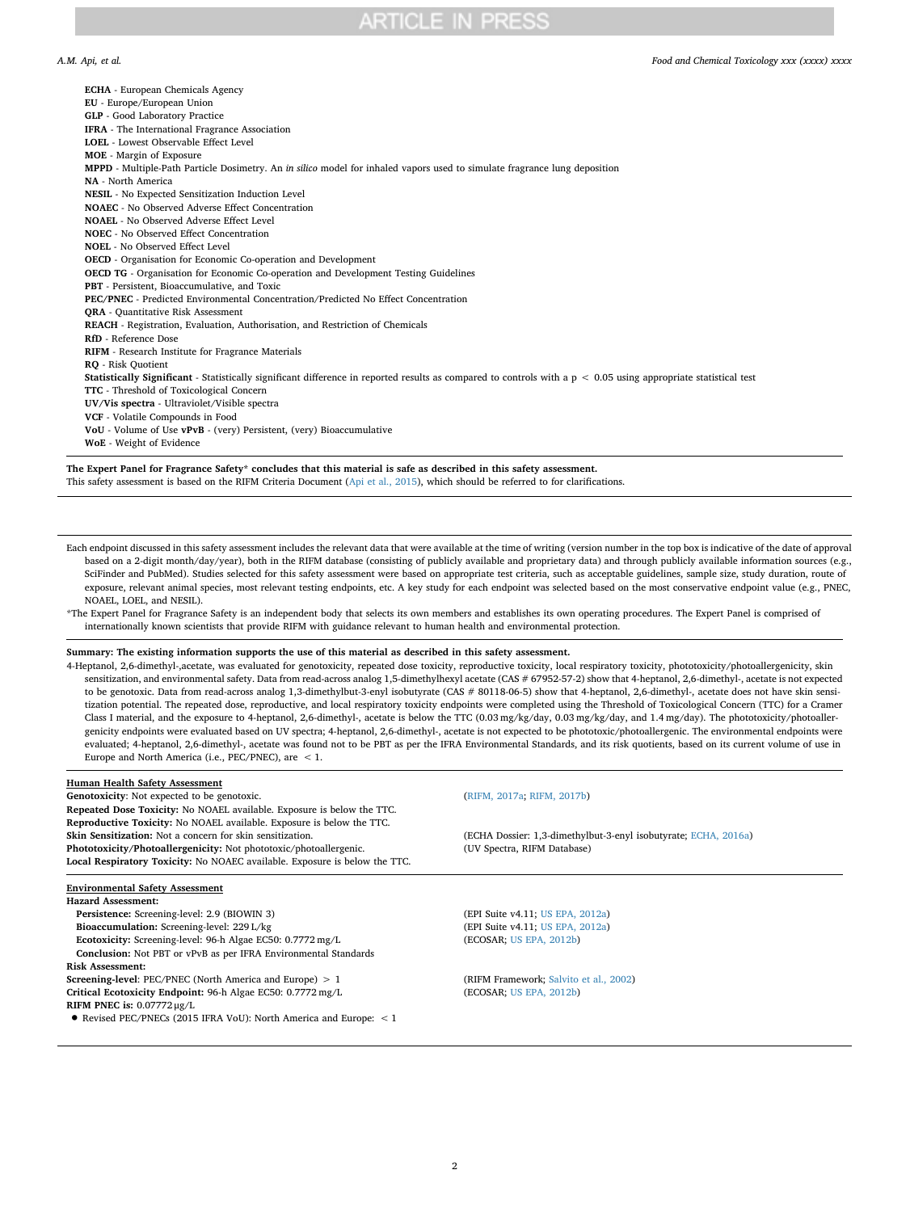**ECHA** - European Chemicals Agency
**EU** - Europe/European Union
**GLP** - Good Laboratory Practice
**IFRA** - The International Fragrance Association
**LOEL** - Lowest Observable Effect Level
**MOE** - Margin of Exposure
**MPPD** - Multiple-Path Particle Dosimetry. An *in silico* model for inhaled vapors used to simulate fragrance lung deposition
**NA** - North America
**NESIL** - No Expected Sensitization Induction Level
**NOAEC** - No Observed Adverse Effect Concentration
**NOAEL** - No Observed Adverse Effect Level
**NOEC** - No Observed Effect Concentration
**NOEL** - No Observed Effect Level
**OECD** - Organisation for Economic Co-operation and Development
**OECD TG** - Organisation for Economic Co-operation and Development Testing Guidelines
**PBT** - Persistent, Bioaccumulative, and Toxic
**PEC/PNEC** - Predicted Environmental Concentration/Predicted No Effect Concentration
**QRA** - Quantitative Risk Assessment
**REACH** - Registration, Evaluation, Authorisation, and Restriction of Chemicals
**RfD** - Reference Dose
**RIFM** - Research Institute for Fragrance Materials
**RQ** - Risk Quotient
**Statistically Significant** - Statistically significant difference in reported results as compared to controls with a $p < 0.05$ using appropriate statistical test
**TTC** - Threshold of Toxicological Concern
**UV/Vis spectra** - Ultraviolet/Visible spectra
**VCF** - Volatile Compounds in Food
**VoU** - Volume of Use **vPvB** - (very) Persistent, (very) Bioaccumulative
**WoE** - Weight of Evidence

**The Expert Panel for Fragrance Safety* concludes that this material is safe as described in this safety assessment.**
This safety assessment is based on the RIFM Criteria Document (Api et al., 2015), which should be referred to for clarifications.

---

Each endpoint discussed in this safety assessment includes the relevant data that were available at the time of writing (version number in the top box is indicative of the date of approval based on a 2-digit month/day/year), both in the RIFM database (consisting of publicly available and proprietary data) and through publicly available information sources (e.g., SciFinder and PubMed). Studies selected for this safety assessment were based on appropriate test criteria, such as acceptable guidelines, sample size, study duration, route of exposure, relevant animal species, most relevant testing endpoints, etc. A key study for each endpoint was selected based on the most conservative endpoint value (e.g., PNEC, NOAEL, LOEL, and NESIL).

*The Expert Panel for Fragrance Safety is an independent body that selects its own members and establishes its own operating procedures. The Expert Panel is comprised of internationally known scientists that provide RIFM with guidance relevant to human health and environmental protection.

**Summary: The existing information supports the use of this material as described in this safety assessment.**

4-Heptanol, 2,6-dimethyl-,acetate, was evaluated for genotoxicity, repeated dose toxicity, reproductive toxicity, local respiratory toxicity, phototoxicity/photoallergenicity, skin sensitization, and environmental safety. Data from read-across analog 1,5-dimethylhexyl acetate (CAS # 67952-57-2) show that 4-heptanol, 2,6-dimethyl-, acetate is not expected to be genotoxic. Data from read-across analog 1,3-dimethylbut-3-enyl isobutyrate (CAS # 80118-06-5) show that 4-heptanol, 2,6-dimethyl-, acetate does not have skin sensitization potential. The repeated dose, reproductive, and local respiratory toxicity endpoints were completed using the Threshold of Toxicological Concern (TTC) for a Cramer Class I material, and the exposure to 4-heptanol, 2,6-dimethyl-, acetate is below the TTC (0.03 mg/kg/day, 0.03 mg/kg/day, and 1.4 mg/day). The phototoxicity/photoallergenicity endpoints were evaluated based on UV spectra; 4-heptanol, 2,6-dimethyl-, acetate is not expected to be phototoxic/photoallergenic. The environmental endpoints were evaluated; 4-heptanol, 2,6-dimethyl-, acetate was found not to be PBT as per the IFRA Environmental Standards, and its risk quotients, based on its current volume of use in Europe and North America (i.e., PEC/PNEC), are < 1.

---

**Human Health Safety Assessment**

| | |
|---|---|
| **Genotoxicity**: Not expected to be genotoxic. | (RIFM, 2017a; RIFM, 2017b) |
| **Repeated Dose Toxicity:** No NOAEL available. Exposure is below the TTC. | |
| **Reproductive Toxicity:** No NOAEL available. Exposure is below the TTC. | |
| **Skin Sensitization:** Not a concern for skin sensitization. | (ECHA Dossier: 1,3-dimethylbut-3-enyl isobutyrate; ECHA, 2016a) |
| **Phototoxicity/Photoallergenicity:** Not phototoxic/photoallergenic. | (UV Spectra, RIFM Database) |
| **Local Respiratory Toxicity:** No NOAEC available. Exposure is below the TTC. | |

**Environmental Safety Assessment**

| | |
|---|---|
| **Hazard Assessment:** | |
| **Persistence:** Screening-level: 2.9 (BIOWIN 3) | (EPI Suite v4.11; US EPA, 2012a) |
| **Bioaccumulation:** Screening-level: 229 L/kg | (EPI Suite v4.11; US EPA, 2012a) |
| **Ecotoxicity:** Screening-level: 96-h Algae EC50: 0.7772 mg/L | (ECOSAR; US EPA, 2012b) |
| **Conclusion:** Not PBT or vPvB as per IFRA Environmental Standards | |
| **Risk Assessment:** | |
| **Screening-level**: PEC/PNEC (North America and Europe) > 1 | (RIFM Framework; Salvito et al., 2002) |
| **Critical Ecotoxicity Endpoint:** 96-h Algae EC50: 0.7772 mg/L | (ECOSAR; US EPA, 2012b) |
| **RIFM PNEC is:** 0.07772 μg/L | |
| • Revised PEC/PNECs (2015 IFRA VoU): North America and Europe: < 1 | |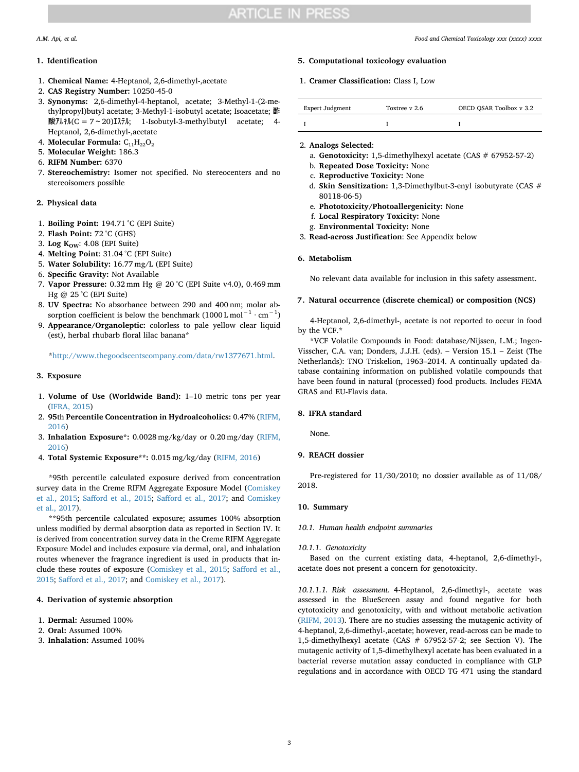## 1. Identification

1. **Chemical Name:** 4-Heptanol, 2,6-dimethyl-,acetate
2. **CAS Registry Number:** 10250-45-0
3. **Synonyms:** 2,6-dimethyl-4-heptanol, acetate; 3-Methyl-1-(2-methylpropyl)butyl acetate; 3-Methyl-1-isobutyl acetate; Isoacetate; 酢酸ｱﾙｷﾙ(C = 7 ~ 20)ｴｽﾃﾙ; 1-Isobutyl-3-methylbutyl acetate; 4-Heptanol, 2,6-dimethyl-,acetate
4. **Molecular Formula:** $C_{11}H_{22}O_2$
5. **Molecular Weight:** 186.3
6. **RIFM Number:** 6370
7. **Stereochemistry:** Isomer not specified. No stereocenters and no stereoisomers possible

## 2. Physical data

1. **Boiling Point:** 194.71 °C (EPI Suite)
2. **Flash Point:** 72 °C (GHS)
3. **Log $K_{OW}$:** 4.08 (EPI Suite)
4. **Melting Point**: 31.04 °C (EPI Suite)
5. **Water Solubility:** 16.77 mg/L (EPI Suite)
6. **Specific Gravity:** Not Available
7. **Vapor Pressure:** 0.32 mm Hg @ 20 °C (EPI Suite v4.0), 0.469 mm Hg @ 25 °C (EPI Suite)
8. **UV Spectra:** No absorbance between 290 and 400 nm; molar absorption coefficient is below the benchmark (1000 L $mol^{-1} \cdot cm^{-1}$)
9. **Appearance/Organoleptic:** colorless to pale yellow clear liquid (est), herbal rhubarb floral lilac banana*

*http://www.thegoodscentscompany.com/data/rw1377671.html.

## 3. Exposure

1. **Volume of Use (Worldwide Band):** 1–10 metric tons per year (IFRA, 2015)
2. **95th Percentile Concentration in Hydroalcoholics:** 0.47% (RIFM, 2016)
3. **Inhalation Exposure*:** 0.0028 mg/kg/day or 0.20 mg/day (RIFM, 2016)
4. **Total Systemic Exposure**:** 0.015 mg/kg/day (RIFM, 2016)

*95th percentile calculated exposure derived from concentration survey data in the Creme RIFM Aggregate Exposure Model (Comiskey et al., 2015; Safford et al., 2015; Safford et al., 2017; and Comiskey et al., 2017).

**95th percentile calculated exposure; assumes 100% absorption unless modified by dermal absorption data as reported in Section IV. It is derived from concentration survey data in the Creme RIFM Aggregate Exposure Model and includes exposure via dermal, oral, and inhalation routes whenever the fragrance ingredient is used in products that include these routes of exposure (Comiskey et al., 2015; Safford et al., 2015; Safford et al., 2017; and Comiskey et al., 2017).

## 4. Derivation of systemic absorption

1. **Dermal:** Assumed 100%
2. **Oral:** Assumed 100%
3. **Inhalation:** Assumed 100%

## 5. Computational toxicology evaluation

1. **Cramer Classification:** Class I, Low

| Expert Judgment | Toxtree v 2.6 | OECD QSAR Toolbox v 3.2 |
|---|---|---|
| I | I | I |

2. **Analogs Selected**:
   a. **Genotoxicity:** 1,5-dimethylhexyl acetate (CAS # 67952-57-2)
   b. **Repeated Dose Toxicity:** None
   c. **Reproductive Toxicity:** None
   d. **Skin Sensitization:** 1,3-Dimethylbut-3-enyl isobutyrate (CAS # 80118-06-5)
   e. **Phototoxicity/Photoallergenicity:** None
   f. **Local Respiratory Toxicity:** None
   g. **Environmental Toxicity:** None
3. **Read-across Justification**: See Appendix below

## 6. Metabolism

No relevant data available for inclusion in this safety assessment.

## 7. Natural occurrence (discrete chemical) or composition (NCS)

4-Heptanol, 2,6-dimethyl-, acetate is not reported to occur in food by the VCF.*

*VCF Volatile Compounds in Food: database/Nijssen, L.M.; Ingen-Visscher, C.A. van; Donders, J.J.H. (eds). – Version 15.1 – Zeist (The Netherlands): TNO Triskelion, 1963–2014. A continually updated database containing information on published volatile compounds that have been found in natural (processed) food products. Includes FEMA GRAS and EU-Flavis data.

## 8. IFRA standard

None.

## 9. REACH dossier

Pre-registered for 11/30/2010; no dossier available as of 11/08/2018.

## 10. Summary

### *10.1. Human health endpoint summaries*

#### *10.1.1. Genotoxicity*

Based on the current existing data, 4-heptanol, 2,6-dimethyl-, acetate does not present a concern for genotoxicity.

*10.1.1.1. Risk assessment.* 4-Heptanol, 2,6-dimethyl-, acetate was assessed in the BlueScreen assay and found negative for both cytotoxicity and genotoxicity, with and without metabolic activation (RIFM, 2013). There are no studies assessing the mutagenic activity of 4-heptanol, 2,6-dimethyl-,acetate; however, read-across can be made to 1,5-dimethylhexyl acetate (CAS # 67952-57-2; see Section V). The mutagenic activity of 1,5-dimethylhexyl acetate has been evaluated in a bacterial reverse mutation assay conducted in compliance with GLP regulations and in accordance with OECD TG 471 using the standard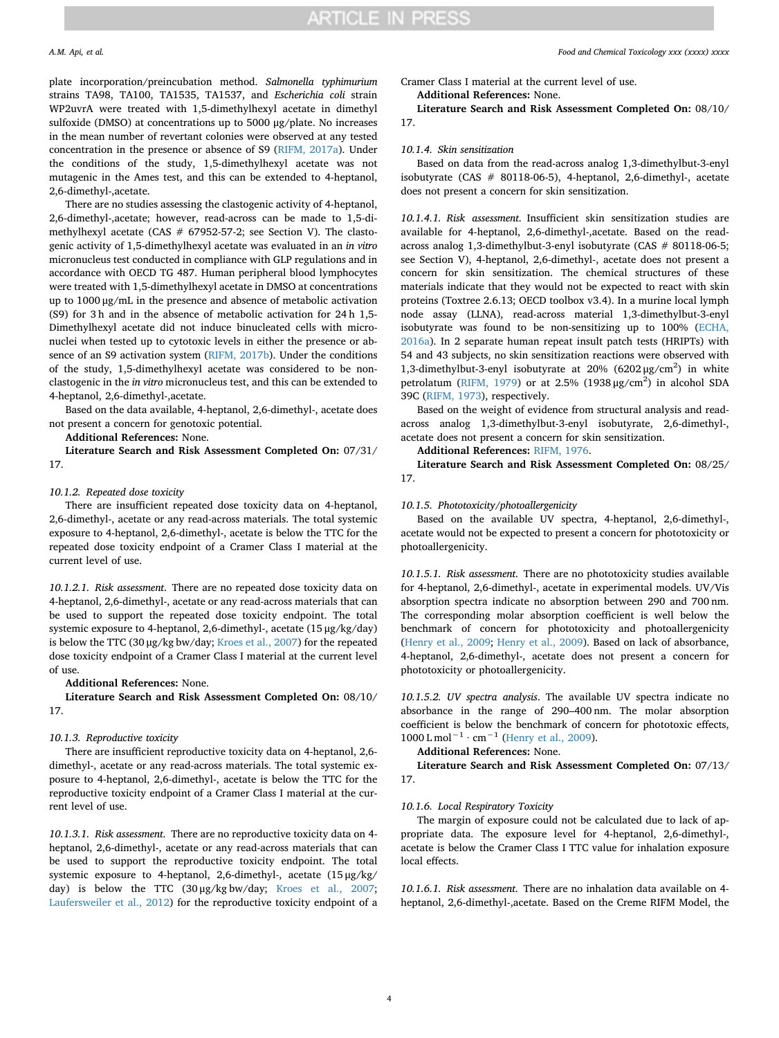plate incorporation/preincubation method. *Salmonella typhimurium* strains TA98, TA100, TA1535, TA1537, and *Escherichia coli* strain WP2uvrA were treated with 1,5-dimethylhexyl acetate in dimethyl sulfoxide (DMSO) at concentrations up to 5000 μg/plate. No increases in the mean number of revertant colonies were observed at any tested concentration in the presence or absence of S9 (RIFM, 2017a). Under the conditions of the study, 1,5-dimethylhexyl acetate was not mutagenic in the Ames test, and this can be extended to 4-heptanol, 2,6-dimethyl-,acetate.

There are no studies assessing the clastogenic activity of 4-heptanol, 2,6-dimethyl-,acetate; however, read-across can be made to 1,5-dimethylhexyl acetate (CAS # 67952-57-2; see Section V). The clastogenic activity of 1,5-dimethylhexyl acetate was evaluated in an *in vitro* micronucleus test conducted in compliance with GLP regulations and in accordance with OECD TG 487. Human peripheral blood lymphocytes were treated with 1,5-dimethylhexyl acetate in DMSO at concentrations up to 1000 μg/mL in the presence and absence of metabolic activation (S9) for 3 h and in the absence of metabolic activation for 24 h 1,5-Dimethylhexyl acetate did not induce binucleated cells with micronuclei when tested up to cytotoxic levels in either the presence or absence of an S9 activation system (RIFM, 2017b). Under the conditions of the study, 1,5-dimethylhexyl acetate was considered to be non-clastogenic in the *in vitro* micronucleus test, and this can be extended to 4-heptanol, 2,6-dimethyl-,acetate.

Based on the data available, 4-heptanol, 2,6-dimethyl-, acetate does not present a concern for genotoxic potential.

**Additional References:** None.

**Literature Search and Risk Assessment Completed On:** 07/31/17.

#### 10.1.2. *Repeated dose toxicity*

There are insufficient repeated dose toxicity data on 4-heptanol, 2,6-dimethyl-, acetate or any read-across materials. The total systemic exposure to 4-heptanol, 2,6-dimethyl-, acetate is below the TTC for the repeated dose toxicity endpoint of a Cramer Class I material at the current level of use.

##### 10.1.2.1. *Risk assessment.*

There are no repeated dose toxicity data on 4-heptanol, 2,6-dimethyl-, acetate or any read-across materials that can be used to support the repeated dose toxicity endpoint. The total systemic exposure to 4-heptanol, 2,6-dimethyl-, acetate (15 μg/kg/day) is below the TTC (30 μg/kg bw/day; Kroes et al., 2007) for the repeated dose toxicity endpoint of a Cramer Class I material at the current level of use.

**Additional References:** None.

**Literature Search and Risk Assessment Completed On:** 08/10/17.

#### 10.1.3. *Reproductive toxicity*

There are insufficient reproductive toxicity data on 4-heptanol, 2,6-dimethyl-, acetate or any read-across materials. The total systemic exposure to 4-heptanol, 2,6-dimethyl-, acetate is below the TTC for the reproductive toxicity endpoint of a Cramer Class I material at the current level of use.

##### 10.1.3.1. *Risk assessment.*

There are no reproductive toxicity data on 4-heptanol, 2,6-dimethyl-, acetate or any read-across materials that can be used to support the reproductive toxicity endpoint. The total systemic exposure to 4-heptanol, 2,6-dimethyl-, acetate (15 μg/kg/day) is below the TTC (30 μg/kg bw/day; Kroes et al., 2007; Laufersweiler et al., 2012) for the reproductive toxicity endpoint of a Cramer Class I material at the current level of use.

**Additional References:** None.

**Literature Search and Risk Assessment Completed On:** 08/10/17.

#### 10.1.4. *Skin sensitization*

Based on data from the read-across analog 1,3-dimethylbut-3-enyl isobutyrate (CAS # 80118-06-5), 4-heptanol, 2,6-dimethyl-, acetate does not present a concern for skin sensitization.

##### 10.1.4.1. *Risk assessment.*

Insufficient skin sensitization studies are available for 4-heptanol, 2,6-dimethyl-,acetate. Based on the read-across analog 1,3-dimethylbut-3-enyl isobutyrate (CAS # 80118-06-5; see Section V), 4-heptanol, 2,6-dimethyl-, acetate does not present a concern for skin sensitization. The chemical structures of these materials indicate that they would not be expected to react with skin proteins (Toxtree 2.6.13; OECD toolbox v3.4). In a murine local lymph node assay (LLNA), read-across material 1,3-dimethylbut-3-enyl isobutyrate was found to be non-sensitizing up to 100% (ECHA, 2016a). In 2 separate human repeat insult patch tests (HRIPTs) with 54 and 43 subjects, no skin sensitization reactions were observed with 1,3-dimethylbut-3-enyl isobutyrate at 20% (6202 μg/cm$^2$) in white petrolatum (RIFM, 1979) or at 2.5% (1938 μg/cm$^2$) in alcohol SDA 39C (RIFM, 1973), respectively.

Based on the weight of evidence from structural analysis and read-across analog 1,3-dimethylbut-3-enyl isobutyrate, 2,6-dimethyl-, acetate does not present a concern for skin sensitization.

**Additional References:** RIFM, 1976.

**Literature Search and Risk Assessment Completed On:** 08/25/17.

#### 10.1.5. *Phototoxicity/photoallergenicity*

Based on the available UV spectra, 4-heptanol, 2,6-dimethyl-, acetate would not be expected to present a concern for phototoxicity or photoallergenicity.

##### 10.1.5.1. *Risk assessment.*

There are no phototoxicity studies available for 4-heptanol, 2,6-dimethyl-, acetate in experimental models. UV/Vis absorption spectra indicate no absorption between 290 and 700 nm. The corresponding molar absorption coefficient is well below the benchmark of concern for phototoxicity and photoallergenicity (Henry et al., 2009; Henry et al., 2009). Based on lack of absorbance, 4-heptanol, 2,6-dimethyl-, acetate does not present a concern for phototoxicity or photoallergenicity.

##### 10.1.5.2. *UV spectra analysis.*

The available UV spectra indicate no absorbance in the range of 290–400 nm. The molar absorption coefficient is below the benchmark of concern for phototoxic effects, 1000 L mol$^{-1}$ · cm$^{-1}$ (Henry et al., 2009).

**Additional References:** None.

**Literature Search and Risk Assessment Completed On:** 07/13/17.

#### 10.1.6. *Local Respiratory Toxicity*

The margin of exposure could not be calculated due to lack of appropriate data. The exposure level for 4-heptanol, 2,6-dimethyl-, acetate is below the Cramer Class I TTC value for inhalation exposure local effects.

##### 10.1.6.1. *Risk assessment.*

There are no inhalation data available on 4-heptanol, 2,6-dimethyl-,acetate. Based on the Creme RIFM Model, the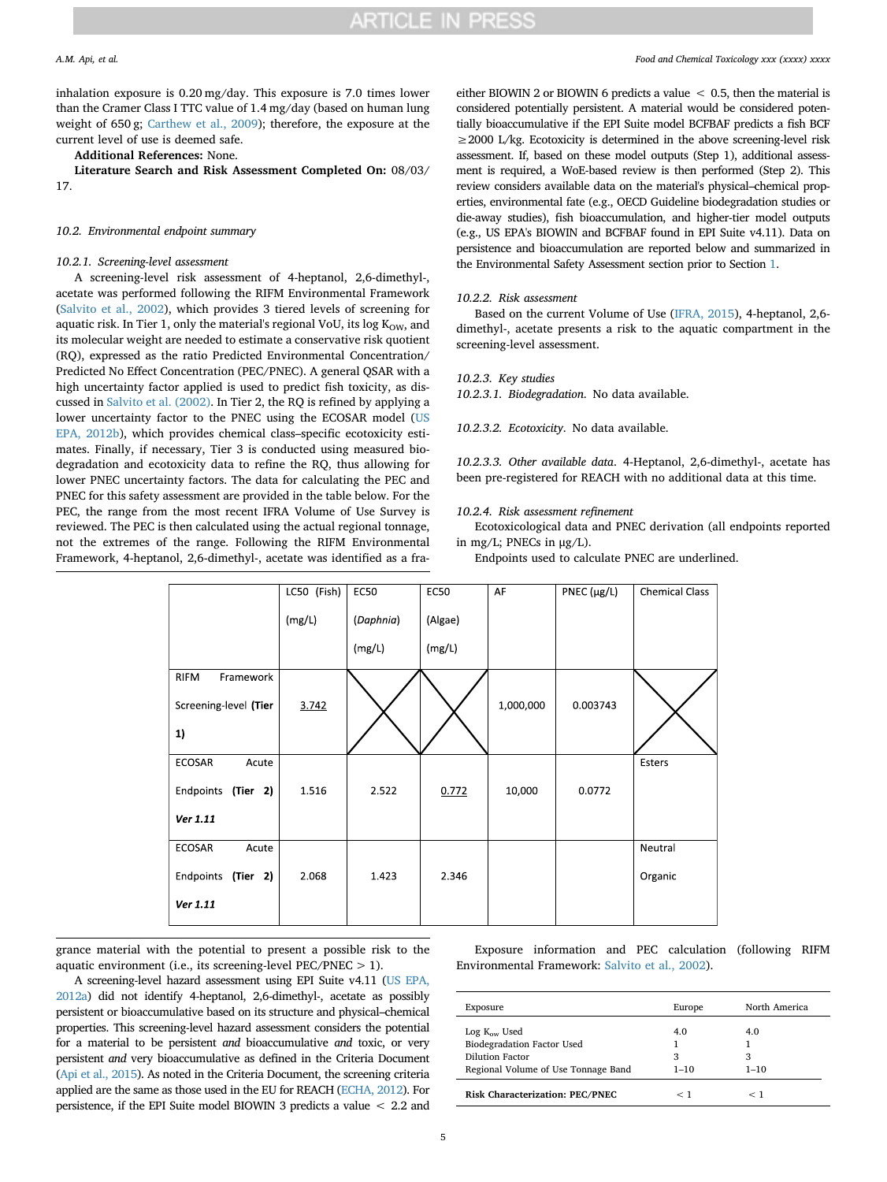inhalation exposure is 0.20 mg/day. This exposure is 7.0 times lower than the Cramer Class I TTC value of 1.4 mg/day (based on human lung weight of 650 g; Carthew et al., 2009); therefore, the exposure at the current level of use is deemed safe.

**Additional References:** None.

**Literature Search and Risk Assessment Completed On:** 08/03/17.

### 10.2. Environmental endpoint summary

#### 10.2.1. Screening-level assessment

A screening-level risk assessment of 4-heptanol, 2,6-dimethyl-, acetate was performed following the RIFM Environmental Framework (Salvito et al., 2002), which provides 3 tiered levels of screening for aquatic risk. In Tier 1, only the material's regional VoU, its log $K_{OW}$, and its molecular weight are needed to estimate a conservative risk quotient (RQ), expressed as the ratio Predicted Environmental Concentration/Predicted No Effect Concentration (PEC/PNEC). A general QSAR with a high uncertainty factor applied is used to predict fish toxicity, as discussed in Salvito et al. (2002). In Tier 2, the RQ is refined by applying a lower uncertainty factor to the PNEC using the ECOSAR model (US EPA, 2012b), which provides chemical class–specific ecotoxicity estimates. Finally, if necessary, Tier 3 is conducted using measured biodegradation and ecotoxicity data to refine the RQ, thus allowing for lower PNEC uncertainty factors. The data for calculating the PEC and PNEC for this safety assessment are provided in the table below. For the PEC, the range from the most recent IFRA Volume of Use Survey is reviewed. The PEC is then calculated using the actual regional tonnage, not the extremes of the range. Following the RIFM Environmental Framework, 4-heptanol, 2,6-dimethyl-, acetate was identified as a fragrance material with the potential to present a possible risk to the aquatic environment (i.e., its screening-level PEC/PNEC > 1).

A screening-level hazard assessment using EPI Suite v4.11 (US EPA, 2012a) did not identify 4-heptanol, 2,6-dimethyl-, acetate as possibly persistent or bioaccumulative based on its structure and physical–chemical properties. This screening-level hazard assessment considers the potential for a material to be persistent *and* bioaccumulative *and* toxic, or very persistent *and* very bioaccumulative as defined in the Criteria Document (Api et al., 2015). As noted in the Criteria Document, the screening criteria applied are the same as those used in the EU for REACH (ECHA, 2012). For persistence, if the EPI Suite model BIOWIN 3 predicts a value < 2.2 and either BIOWIN 2 or BIOWIN 6 predicts a value < 0.5, then the material is considered potentially persistent. A material would be considered potentially bioaccumulative if the EPI Suite model BCFBAF predicts a fish BCF ≥2000 L/kg. Ecotoxicity is determined in the above screening-level risk assessment. If, based on these model outputs (Step 1), additional assessment is required, a WoE-based review is then performed (Step 2). This review considers available data on the material's physical–chemical properties, environmental fate (e.g., OECD Guideline biodegradation studies or die-away studies), fish bioaccumulation, and higher-tier model outputs (e.g., US EPA's BIOWIN and BCFBAF found in EPI Suite v4.11). Data on persistence and bioaccumulation are reported below and summarized in the Environmental Safety Assessment section prior to Section 1.

#### 10.2.2. Risk assessment

Based on the current Volume of Use (IFRA, 2015), 4-heptanol, 2,6-dimethyl-, acetate presents a risk to the aquatic compartment in the screening-level assessment.

#### 10.2.3. Key studies

##### 10.2.3.1. Biodegradation.
No data available.

##### 10.2.3.2. Ecotoxicity.
No data available.

##### 10.2.3.3. Other available data.
4-Heptanol, 2,6-dimethyl-, acetate has been pre-registered for REACH with no additional data at this time.

#### 10.2.4. Risk assessment refinement

Ecotoxicological data and PNEC derivation (all endpoints reported in mg/L; PNECs in μg/L).

Endpoints used to calculate PNEC are underlined.

| | LC50 (Fish) (mg/L) | EC50 (*Daphnia*) (mg/L) | EC50 (Algae) (mg/L) | AF | PNEC (μg/L) | Chemical Class |
|---|---|---|---|---|---|---|
| RIFM Framework Screening-level **(Tier 1)** | <u>3.742</u> | X | X | 1,000,000 | 0.003743 | X |
| ECOSAR Acute Endpoints **(Tier 2)** ***Ver 1.11*** | 1.516 | 2.522 | <u>0.772</u> | 10,000 | 0.0772 | Esters |
| ECOSAR Acute Endpoints **(Tier 2)** ***Ver 1.11*** | 2.068 | 1.423 | 2.346 | | | Neutral Organic |

Exposure information and PEC calculation (following RIFM Environmental Framework: Salvito et al., 2002).

| Exposure | Europe | North America |
|---|---|---|
| Log $K_{ow}$ Used | 4.0 | 4.0 |
| Biodegradation Factor Used | 1 | 1 |
| Dilution Factor | 3 | 3 |
| Regional Volume of Use Tonnage Band | 1–10 | 1–10 |
| **Risk Characterization: PEC/PNEC** | < 1 | < 1 |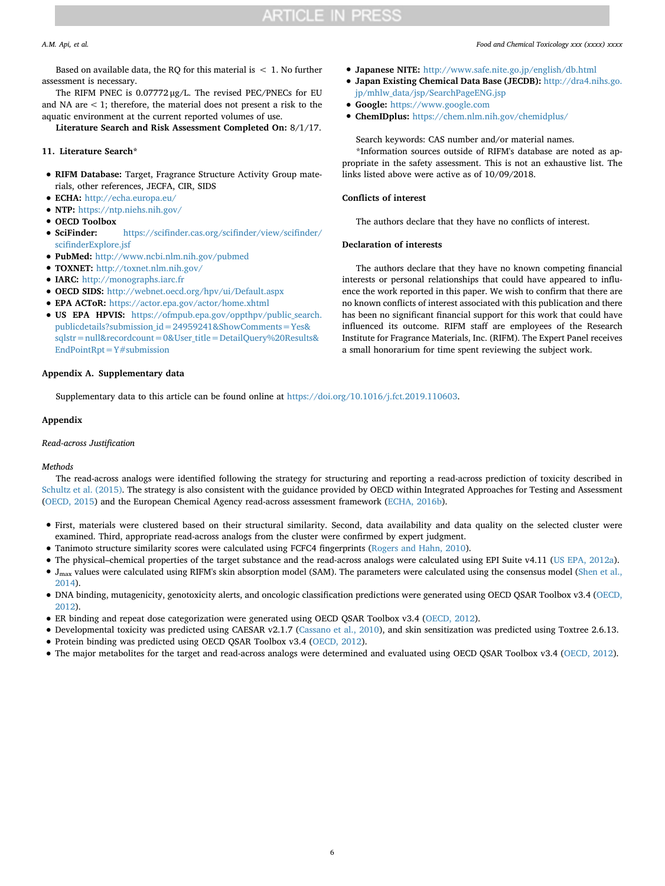Based on available data, the RQ for this material is < 1. No further assessment is necessary.

The RIFM PNEC is 0.07772 μg/L. The revised PEC/PNECs for EU and NA are < 1; therefore, the material does not present a risk to the aquatic environment at the current reported volumes of use.

**Literature Search and Risk Assessment Completed On:** 8/1/17.

## 11. Literature Search*

- **RIFM Database:** Target, Fragrance Structure Activity Group materials, other references, JECFA, CIR, SIDS
- **ECHA:** http://echa.europa.eu/
- **NTP:** https://ntp.niehs.nih.gov/
- **OECD Toolbox**
- **SciFinder:** https://scifinder.cas.org/scifinder/view/scifinder/scifinderExplore.jsf
- **PubMed:** http://www.ncbi.nlm.nih.gov/pubmed
- **TOXNET:** http://toxnet.nlm.nih.gov/
- **IARC:** http://monographs.iarc.fr
- **OECD SIDS:** http://webnet.oecd.org/hpv/ui/Default.aspx
- **EPA ACToR:** https://actor.epa.gov/actor/home.xhtml
- **US EPA HPVIS:** https://ofmpub.epa.gov/oppthpv/public_search.publicdetails?submission_id=24959241&ShowComments=Yes&sqlstr=null&recordcount=0&User_title=DetailQuery%20Results&EndPointRpt=Y#submission
- **Japanese NITE:** http://www.safe.nite.go.jp/english/db.html
- **Japan Existing Chemical Data Base (JECDB):** http://dra4.nihs.go.jp/mhlw_data/jsp/SearchPageENG.jsp
- **Google:** https://www.google.com
- **ChemIDplus:** https://chem.nlm.nih.gov/chemidplus/

Search keywords: CAS number and/or material names.

*Information sources outside of RIFM's database are noted as appropriate in the safety assessment. This is not an exhaustive list. The links listed above were active as of 10/09/2018.

## Conflicts of interest

The authors declare that they have no conflicts of interest.

## Declaration of interests

The authors declare that they have no known competing financial interests or personal relationships that could have appeared to influence the work reported in this paper. We wish to confirm that there are no known conflicts of interest associated with this publication and there has been no significant financial support for this work that could have influenced its outcome. RIFM staff are employees of the Research Institute for Fragrance Materials, Inc. (RIFM). The Expert Panel receives a small honorarium for time spent reviewing the subject work.

## Appendix A. Supplementary data

Supplementary data to this article can be found online at https://doi.org/10.1016/j.fct.2019.110603.

## Appendix

*Read-across Justification*

*Methods*

The read-across analogs were identified following the strategy for structuring and reporting a read-across prediction of toxicity described in Schultz et al. (2015). The strategy is also consistent with the guidance provided by OECD within Integrated Approaches for Testing and Assessment (OECD, 2015) and the European Chemical Agency read-across assessment framework (ECHA, 2016b).

- First, materials were clustered based on their structural similarity. Second, data availability and data quality on the selected cluster were examined. Third, appropriate read-across analogs from the cluster were confirmed by expert judgment.
- Tanimoto structure similarity scores were calculated using FCFC4 fingerprints (Rogers and Hahn, 2010).
- The physical–chemical properties of the target substance and the read-across analogs were calculated using EPI Suite v4.11 (US EPA, 2012a).
- $J_{max}$ values were calculated using RIFM's skin absorption model (SAM). The parameters were calculated using the consensus model (Shen et al., 2014).
- DNA binding, mutagenicity, genotoxicity alerts, and oncologic classification predictions were generated using OECD QSAR Toolbox v3.4 (OECD, 2012).
- ER binding and repeat dose categorization were generated using OECD QSAR Toolbox v3.4 (OECD, 2012).
- Developmental toxicity was predicted using CAESAR v2.1.7 (Cassano et al., 2010), and skin sensitization was predicted using Toxtree 2.6.13.
- Protein binding was predicted using OECD QSAR Toolbox v3.4 (OECD, 2012).
- The major metabolites for the target and read-across analogs were determined and evaluated using OECD QSAR Toolbox v3.4 (OECD, 2012).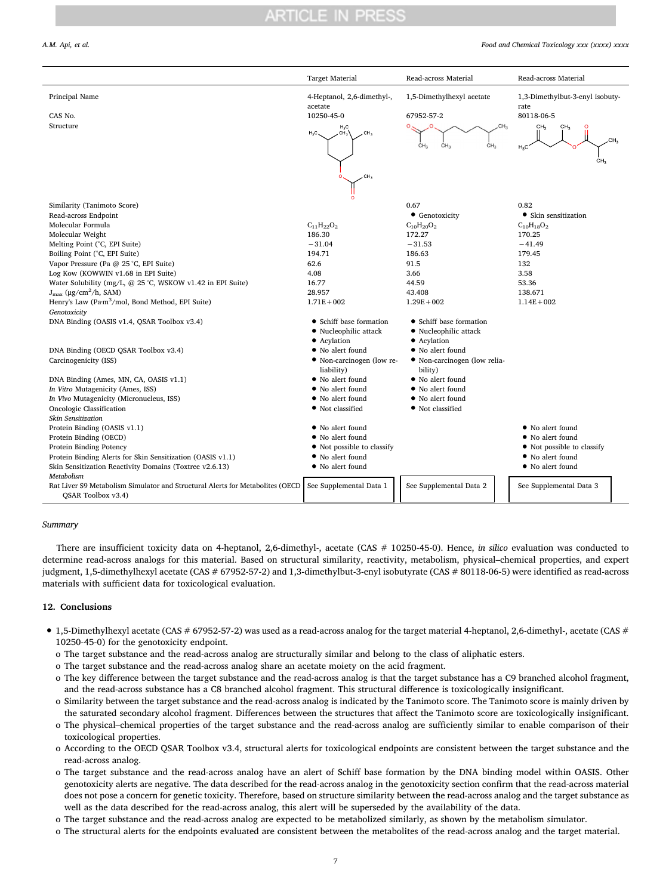| | Target Material | Read-across Material | Read-across Material |
|---|---|---|---|
| Principal Name | 4-Heptanol, 2,6-dimethyl-, acetate | 1,5-Dimethylhexyl acetate | 1,3-Dimethylbut-3-enyl isobutyrate |
| CAS No. | 10250-45-0 | 67952-57-2 | 80118-06-5 |
| Structure | | | |
| Similarity (Tanimoto Score) | | 0.67 | 0.82 |
| Read-across Endpoint | | • Genotoxicity | • Skin sensitization |
| Molecular Formula | $C_{11}H_{22}O_2$ | $C_{10}H_{20}O_2$ | $C_{10}H_{18}O_2$ |
| Molecular Weight | 186.30 | 172.27 | 170.25 |
| Melting Point (°C, EPI Suite) | −31.04 | −31.53 | −41.49 |
| Boiling Point (°C, EPI Suite) | 194.71 | 186.63 | 179.45 |
| Vapor Pressure (Pa @ 25 °C, EPI Suite) | 62.6 | 91.5 | 132 |
| Log Kow (KOWWIN v1.68 in EPI Suite) | 4.08 | 3.66 | 3.58 |
| Water Solubility (mg/L, @ 25 °C, WSKOW v1.42 in EPI Suite) | 16.77 | 44.59 | 53.36 |
| $J_{max}$ (μg/cm$^2$/h, SAM) | 28.957 | 43.408 | 138.671 |
| Henry's Law (Pa·m$^3$/mol, Bond Method, EPI Suite) | 1.71E+002 | 1.29E+002 | 1.14E+002 |
| *Genotoxicity* | | | |
| DNA Binding (OASIS v1.4, QSAR Toolbox v3.4) | • Schiff base formation<br>• Nucleophilic attack<br>• Acylation | • Schiff base formation<br>• Nucleophilic attack<br>• Acylation | |
| DNA Binding (OECD QSAR Toolbox v3.4) | • No alert found | • No alert found | |
| Carcinogenicity (ISS) | • Non-carcinogen (low reliability) | • Non-carcinogen (low reliability) | |
| DNA Binding (Ames, MN, CA, OASIS v1.1) | • No alert found | • No alert found | |
| *In Vitro* Mutagenicity (Ames, ISS) | • No alert found | • No alert found | |
| *In Vivo* Mutagenicity (Micronucleus, ISS) | • No alert found | • No alert found | |
| Oncologic Classification | • Not classified | • Not classified | |
| *Skin Sensitization* | | | |
| Protein Binding (OASIS v1.1) | • No alert found | | • No alert found |
| Protein Binding (OECD) | • No alert found | | • No alert found |
| Protein Binding Potency | • Not possible to classify | | • Not possible to classify |
| Protein Binding Alerts for Skin Sensitization (OASIS v1.1) | • No alert found | | • No alert found |
| Skin Sensitization Reactivity Domains (Toxtree v2.6.13) | • No alert found | | • No alert found |
| *Metabolism* | | | |
| Rat Liver S9 Metabolism Simulator and Structural Alerts for Metabolites (OECD QSAR Toolbox v3.4) | See Supplemental Data 1 | See Supplemental Data 2 | See Supplemental Data 3 |

*Summary*

There are insufficient toxicity data on 4-heptanol, 2,6-dimethyl-, acetate (CAS # 10250-45-0). Hence, *in silico* evaluation was conducted to determine read-across analogs for this material. Based on structural similarity, reactivity, metabolism, physical–chemical properties, and expert judgment, 1,5-dimethylhexyl acetate (CAS # 67952-57-2) and 1,3-dimethylbut-3-enyl isobutyrate (CAS # 80118-06-5) were identified as read-across materials with sufficient data for toxicological evaluation.

## 12. Conclusions

- 1,5-Dimethylhexyl acetate (CAS # 67952-57-2) was used as a read-across analog for the target material 4-heptanol, 2,6-dimethyl-, acetate (CAS # 10250-45-0) for the genotoxicity endpoint.
  - o The target substance and the read-across analog are structurally similar and belong to the class of aliphatic esters.
  - o The target substance and the read-across analog share an acetate moiety on the acid fragment.
  - o The key difference between the target substance and the read-across analog is that the target substance has a C9 branched alcohol fragment, and the read-across substance has a C8 branched alcohol fragment. This structural difference is toxicologically insignificant.
  - o Similarity between the target substance and the read-across analog is indicated by the Tanimoto score. The Tanimoto score is mainly driven by the saturated secondary alcohol fragment. Differences between the structures that affect the Tanimoto score are toxicologically insignificant.
  - o The physical–chemical properties of the target substance and the read-across analog are sufficiently similar to enable comparison of their toxicological properties.
  - o According to the OECD QSAR Toolbox v3.4, structural alerts for toxicological endpoints are consistent between the target substance and the read-across analog.
  - o The target substance and the read-across analog have an alert of Schiff base formation by the DNA binding model within OASIS. Other genotoxicity alerts are negative. The data described for the read-across analog in the genotoxicity section confirm that the read-across material does not pose a concern for genetic toxicity. Therefore, based on structure similarity between the read-across analog and the target substance as well as the data described for the read-across analog, this alert will be superseded by the availability of the data.
  - o The target substance and the read-across analog are expected to be metabolized similarly, as shown by the metabolism simulator.
  - o The structural alerts for the endpoints evaluated are consistent between the metabolites of the read-across analog and the target material.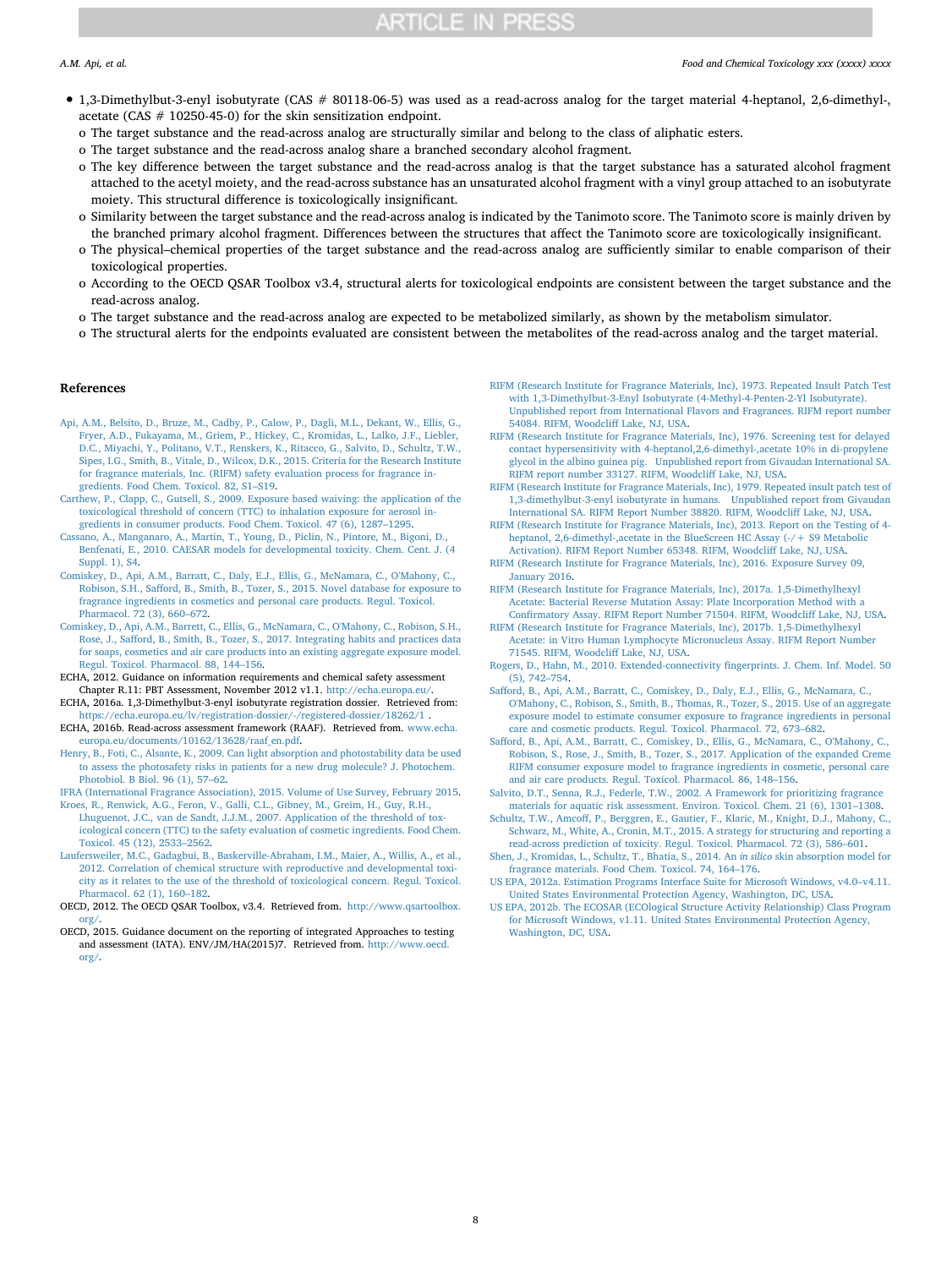- 1,3-Dimethylbut-3-enyl isobutyrate (CAS # 80118-06-5) was used as a read-across analog for the target material 4-heptanol, 2,6-dimethyl-, acetate (CAS # 10250-45-0) for the skin sensitization endpoint.
  - o The target substance and the read-across analog are structurally similar and belong to the class of aliphatic esters.
  - o The target substance and the read-across analog share a branched secondary alcohol fragment.
  - o The key difference between the target substance and the read-across analog is that the target substance has a saturated alcohol fragment attached to the acetyl moiety, and the read-across substance has an unsaturated alcohol fragment with a vinyl group attached to an isobutyrate moiety. This structural difference is toxicologically insignificant.
  - o Similarity between the target substance and the read-across analog is indicated by the Tanimoto score. The Tanimoto score is mainly driven by the branched primary alcohol fragment. Differences between the structures that affect the Tanimoto score are toxicologically insignificant.
  - o The physical–chemical properties of the target substance and the read-across analog are sufficiently similar to enable comparison of their toxicological properties.
  - o According to the OECD QSAR Toolbox v3.4, structural alerts for toxicological endpoints are consistent between the target substance and the read-across analog.
  - o The target substance and the read-across analog are expected to be metabolized similarly, as shown by the metabolism simulator.
  - o The structural alerts for the endpoints evaluated are consistent between the metabolites of the read-across analog and the target material.

## References

Api, A.M., Belsito, D., Bruze, M., Cadby, P., Calow, P., Dagli, M.L., Dekant, W., Ellis, G., Fryer, A.D., Fukayama, M., Griem, P., Hickey, C., Kromidas, L., Lalko, J.F., Liebler, D.C., Miyachi, Y., Politano, V.T., Renskers, K., Ritacco, G., Salvito, D., Schultz, T.W., Sipes, I.G., Smith, B., Vitale, D., Wilcox, D.K., 2015. Criteria for the Research Institute for fragrance materials, Inc. (RIFM) safety evaluation process for fragrance ingredients. Food Chem. Toxicol. 82, S1–S19.

Carthew, P., Clapp, C., Gutsell, S., 2009. Exposure based waiving: the application of the toxicological threshold of concern (TTC) to inhalation exposure for aerosol ingredients in consumer products. Food Chem. Toxicol. 47 (6), 1287–1295.

Cassano, A., Manganaro, A., Martin, T., Young, D., Piclin, N., Pintore, M., Bigoni, D., Benfenati, E., 2010. CAESAR models for developmental toxicity. Chem. Cent. J. (4 Suppl. 1), S4.

Comiskey, D., Api, A.M., Barratt, C., Daly, E.J., Ellis, G., McNamara, C., O'Mahony, C., Robison, S.H., Safford, B., Smith, B., Tozer, S., 2015. Novel database for exposure to fragrance ingredients in cosmetics and personal care products. Regul. Toxicol. Pharmacol. 72 (3), 660–672.

Comiskey, D., Api, A.M., Barrett, C., Ellis, G., McNamara, C., O'Mahony, C., Robison, S.H., Rose, J., Safford, B., Smith, B., Tozer, S., 2017. Integrating habits and practices data for soaps, cosmetics and air care products into an existing aggregate exposure model. Regul. Toxicol. Pharmacol. 88, 144–156.

ECHA, 2012. Guidance on information requirements and chemical safety assessment Chapter R.11: PBT Assessment, November 2012 v1.1. http://echa.europa.eu/.

ECHA, 2016a. 1,3-Dimethylbut-3-enyl isobutyrate registration dossier. Retrieved from: https://echa.europa.eu/lv/registration-dossier/-/registered-dossier/18262/1 .

ECHA, 2016b. Read-across assessment framework (RAAF). Retrieved from. www.echa.europa.eu/documents/10162/13628/raaf_en.pdf.

Henry, B., Foti, C., Alsante, K., 2009. Can light absorption and photostability data be used to assess the photosafety risks in patients for a new drug molecule? J. Photochem. Photobiol. B Biol. 96 (1), 57–62.

IFRA (International Fragrance Association), 2015. Volume of Use Survey, February 2015.

Kroes, R., Renwick, A.G., Feron, V., Galli, C.L., Gibney, M., Greim, H., Guy, R.H., Lhuguenot, J.C., van de Sandt, J.J.M., 2007. Application of the threshold of toxicological concern (TTC) to the safety evaluation of cosmetic ingredients. Food Chem. Toxicol. 45 (12), 2533–2562.

Laufersweiler, M.C., Gadagbui, B., Baskerville-Abraham, I.M., Maier, A., Willis, A., et al., 2012. Correlation of chemical structure with reproductive and developmental toxicity as it relates to the use of the threshold of toxicological concern. Regul. Toxicol. Pharmacol. 62 (1), 160–182.

OECD, 2012. The OECD QSAR Toolbox, v3.4. Retrieved from. http://www.qsartoolbox.org/.

OECD, 2015. Guidance document on the reporting of integrated Approaches to testing and assessment (IATA). ENV/JM/HA(2015)7. Retrieved from. http://www.oecd.org/.

RIFM (Research Institute for Fragrance Materials, Inc), 1973. Repeated Insult Patch Test with 1,3-Dimethylbut-3-Enyl Isobutyrate (4-Methyl-4-Penten-2-Yl Isobutyrate). Unpublished report from International Flavors and Fragrances. RIFM report number 54084. RIFM, Woodcliff Lake, NJ, USA.

RIFM (Research Institute for Fragrance Materials, Inc), 1976. Screening test for delayed contact hypersensitivity with 4-heptanol,2,6-dimethyl-,acetate 10% in di-propylene glycol in the albino guinea pig. Unpublished report from Givaudan International SA. RIFM report number 33127. RIFM, Woodcliff Lake, NJ, USA.

RIFM (Research Institute for Fragrance Materials, Inc), 1979. Repeated insult patch test of 1,3-dimethylbut-3-enyl isobutyrate in humans. Unpublished report from Givaudan International SA. RIFM Report Number 38820. RIFM, Woodcliff Lake, NJ, USA.

RIFM (Research Institute for Fragrance Materials, Inc), 2013. Report on the Testing of 4-heptanol, 2,6-dimethyl-,acetate in the BlueScreen HC Assay (-/+ S9 Metabolic Activation). RIFM Report Number 65348. RIFM, Woodcliff Lake, NJ, USA.

RIFM (Research Institute for Fragrance Materials, Inc), 2016. Exposure Survey 09, January 2016.

RIFM (Research Institute for Fragrance Materials, Inc), 2017a. 1,5-Dimethylhexyl Acetate: Bacterial Reverse Mutation Assay: Plate Incorporation Method with a Confirmatory Assay. RIFM Report Number 71504. RIFM, Woodcliff Lake, NJ, USA.

RIFM (Research Institute for Fragrance Materials, Inc), 2017b. 1,5-Dimethylhexyl Acetate: in Vitro Human Lymphocyte Micronucleus Assay. RIFM Report Number 71545. RIFM, Woodcliff Lake, NJ, USA.

Rogers, D., Hahn, M., 2010. Extended-connectivity fingerprints. J. Chem. Inf. Model. 50 (5), 742–754.

Safford, B., Api, A.M., Barratt, C., Comiskey, D., Daly, E.J., Ellis, G., McNamara, C., O'Mahony, C., Robison, S., Smith, B., Thomas, R., Tozer, S., 2015. Use of an aggregate exposure model to estimate consumer exposure to fragrance ingredients in personal care and cosmetic products. Regul. Toxicol. Pharmacol. 72, 673–682.

Safford, B., Api, A.M., Barratt, C., Comiskey, D., Ellis, G., McNamara, C., O'Mahony, C., Robison, S., Rose, J., Smith, B., Tozer, S., 2017. Application of the expanded Creme RIFM consumer exposure model to fragrance ingredients in cosmetic, personal care and air care products. Regul. Toxicol. Pharmacol. 86, 148–156.

Salvito, D.T., Senna, R.J., Federle, T.W., 2002. A Framework for prioritizing fragrance materials for aquatic risk assessment. Environ. Toxicol. Chem. 21 (6), 1301–1308.

Schultz, T.W., Amcoff, P., Berggren, E., Gautier, F., Klaric, M., Knight, D.J., Mahony, C., Schwarz, M., White, A., Cronin, M.T., 2015. A strategy for structuring and reporting a read-across prediction of toxicity. Regul. Toxicol. Pharmacol. 72 (3), 586–601.

Shen, J., Kromidas, L., Schultz, T., Bhatia, S., 2014. An *in silico* skin absorption model for fragrance materials. Food Chem. Toxicol. 74, 164–176.

US EPA, 2012a. Estimation Programs Interface Suite for Microsoft Windows, v4.0–v4.11. United States Environmental Protection Agency, Washington, DC, USA.

US EPA, 2012b. The ECOSAR (ECOlogical Structure Activity Relationship) Class Program for Microsoft Windows, v1.11. United States Environmental Protection Agency, Washington, DC, USA.